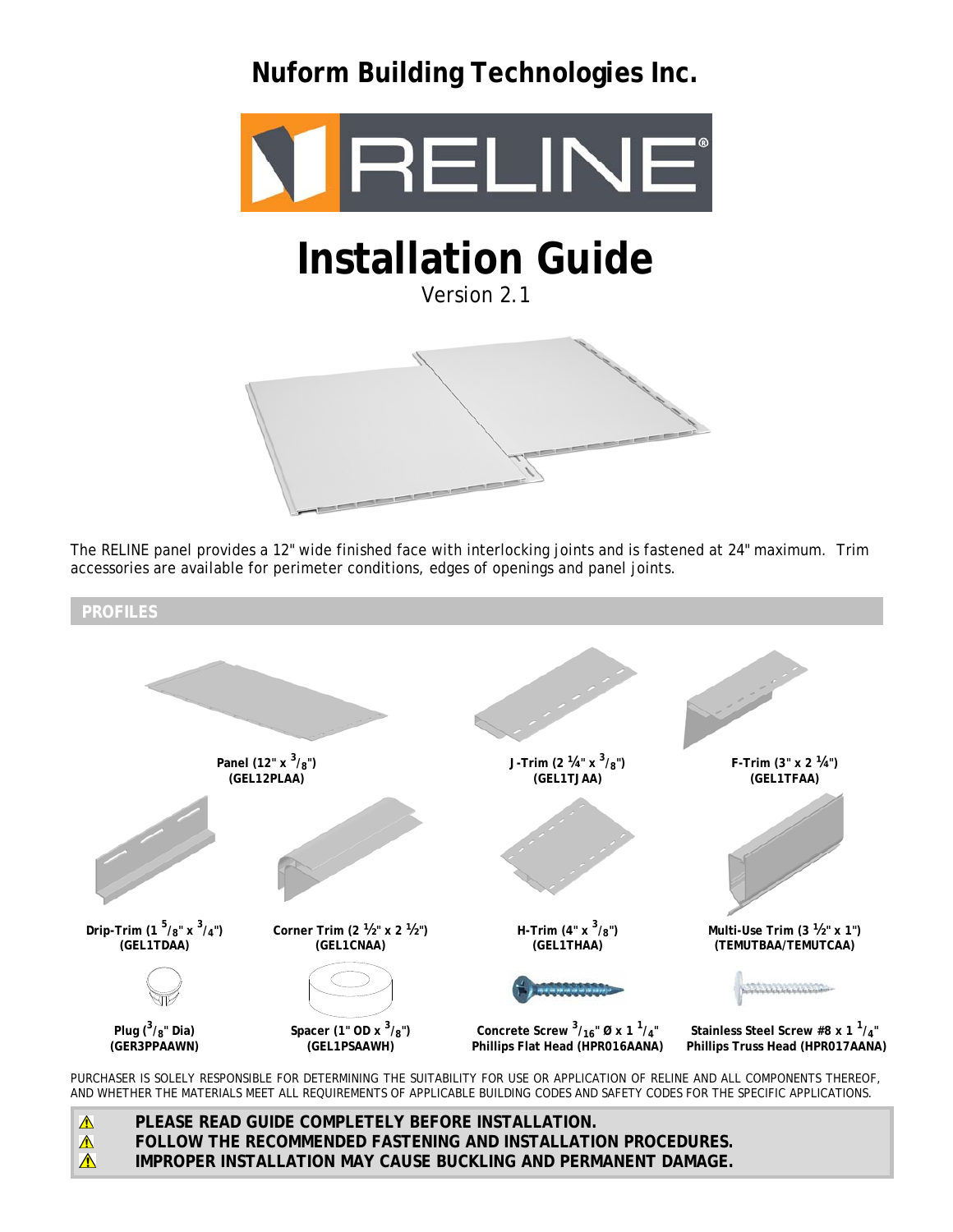# Nuform Building Technologies Inc.

# Installation Guide

Version 2.1

The RELINE panel provides a 12" wide finished face with interlocking joints and is fastened at 24" maximum. Trim accessories are available for perimeter conditions, edges of openings and panel joints.

## PROFILES

**Panel (12" x $^3/_8$")**
**(GEL12PLAA)**

**J-Trim (2 ¼" x $^3/_8$")**
**(GEL1TJAA)**

**F-Trim (3" x 2 ¼")**
**(GEL1TFAA)**

**Drip-Trim (1 $^5/_8$" x $^3/_4$")**
**(GEL1TDAA)**

**Corner Trim (2 ½" x 2 ½")**
**(GEL1CNAA)**

**H-Trim (4" x $^3/_8$")**
**(GEL1THAA)**

**Multi-Use Trim (3 ½" x 1")**
**(TEMUTBAA/TEMUTCAA)**

**Plug ($^3/_8$" Dia)**
**(GER3PPAAWN)**

**Spacer (1" OD x $^3/_8$")**
**(GEL1PSAAWH)**

**Concrete Screw $^3/_{16}$" Ø x 1 $^1/_4$"**
**Phillips Flat Head (HPR016AANA)**

**Stainless Steel Screw #8 x 1 $^1/_4$"**
**Phillips Truss Head (HPR017AANA)**

PURCHASER IS SOLELY RESPONSIBLE FOR DETERMINING THE SUITABILITY FOR USE OR APPLICATION OF RELINE AND ALL COMPONENTS THEREOF, AND WHETHER THE MATERIALS MEET ALL REQUIREMENTS OF APPLICABLE BUILDING CODES AND SAFETY CODES FOR THE SPECIFIC APPLICATIONS.

⚠ **PLEASE READ GUIDE COMPLETELY BEFORE INSTALLATION.**
⚠ **FOLLOW THE RECOMMENDED FASTENING AND INSTALLATION PROCEDURES.**
⚠ **IMPROPER INSTALLATION MAY CAUSE BUCKLING AND PERMANENT DAMAGE.**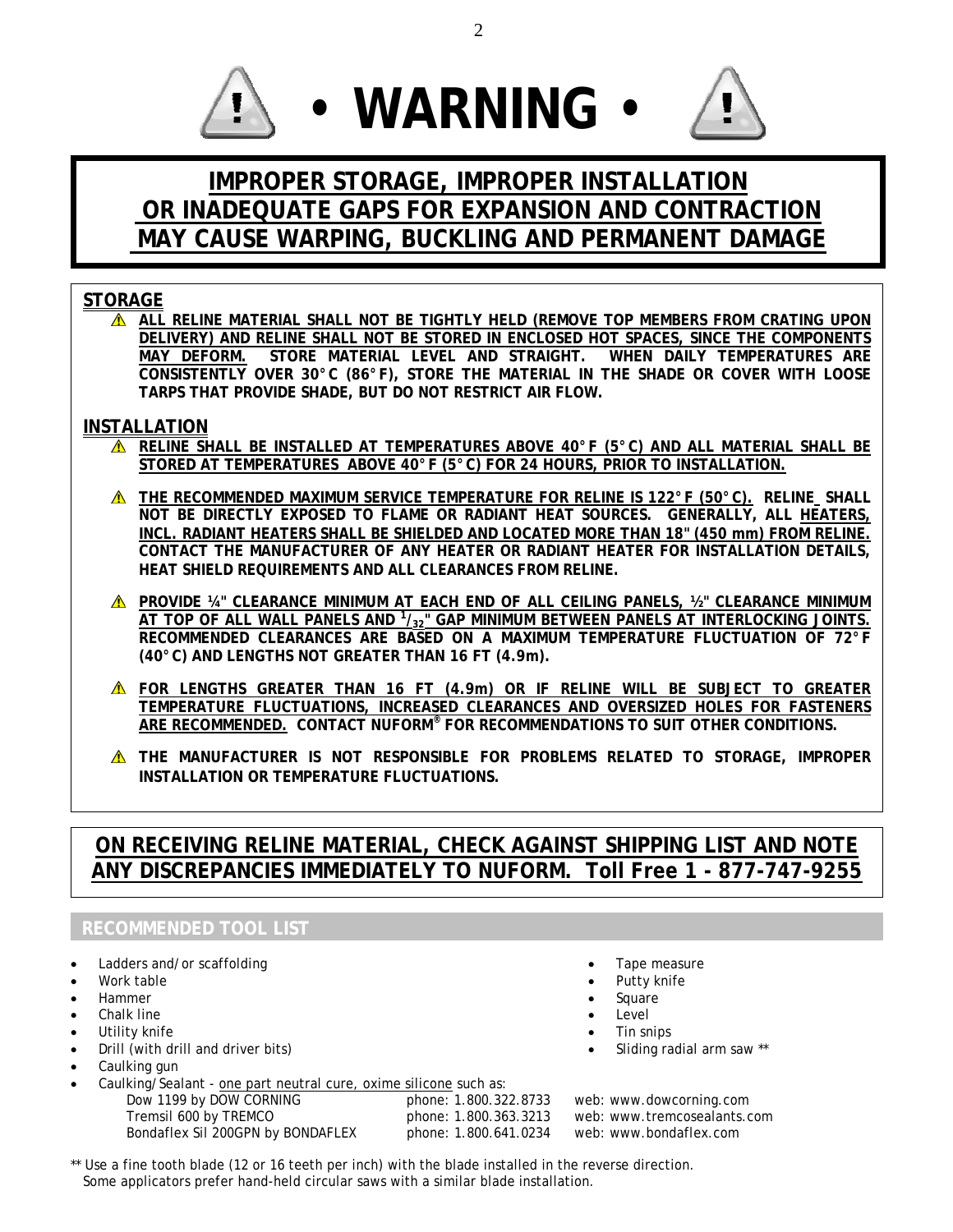# • WARNING •

## IMPROPER STORAGE, IMPROPER INSTALLATION OR INADEQUATE GAPS FOR EXPANSION AND CONTRACTION MAY CAUSE WARPING, BUCKLING AND PERMANENT DAMAGE

### STORAGE

- ⚠ **ALL RELINE MATERIAL SHALL NOT BE TIGHTLY HELD (REMOVE TOP MEMBERS FROM CRATING UPON DELIVERY) AND RELINE SHALL NOT BE STORED IN ENCLOSED HOT SPACES, SINCE THE COMPONENTS MAY DEFORM. STORE MATERIAL LEVEL AND STRAIGHT. WHEN DAILY TEMPERATURES ARE CONSISTENTLY OVER 30°C (86°F), STORE THE MATERIAL IN THE SHADE OR COVER WITH LOOSE TARPS THAT PROVIDE SHADE, BUT DO NOT RESTRICT AIR FLOW.**

### INSTALLATION

- ⚠ **RELINE SHALL BE INSTALLED AT TEMPERATURES ABOVE 40°F (5°C) AND ALL MATERIAL SHALL BE STORED AT TEMPERATURES ABOVE 40°F (5°C) FOR 24 HOURS, PRIOR TO INSTALLATION.**

- ⚠ **THE RECOMMENDED MAXIMUM SERVICE TEMPERATURE FOR RELINE IS 122°F (50°C). RELINE SHALL NOT BE DIRECTLY EXPOSED TO FLAME OR RADIANT HEAT SOURCES. GENERALLY, ALL HEATERS, INCL. RADIANT HEATERS SHALL BE SHIELDED AND LOCATED MORE THAN 18" (450 mm) FROM RELINE. CONTACT THE MANUFACTURER OF ANY HEATER OR RADIANT HEATER FOR INSTALLATION DETAILS, HEAT SHIELD REQUIREMENTS AND ALL CLEARANCES FROM RELINE.**

- ⚠ **PROVIDE ¼" CLEARANCE MINIMUM AT EACH END OF ALL CEILING PANELS, ½" CLEARANCE MINIMUM AT TOP OF ALL WALL PANELS AND $^{1}/_{32}$" GAP MINIMUM BETWEEN PANELS AT INTERLOCKING JOINTS. RECOMMENDED CLEARANCES ARE BASED ON A MAXIMUM TEMPERATURE FLUCTUATION OF 72°F (40°C) AND LENGTHS NOT GREATER THAN 16 FT (4.9m).**

- ⚠ **FOR LENGTHS GREATER THAN 16 FT (4.9m) OR IF RELINE WILL BE SUBJECT TO GREATER TEMPERATURE FLUCTUATIONS, INCREASED CLEARANCES AND OVERSIZED HOLES FOR FASTENERS ARE RECOMMENDED. CONTACT NUFORM® FOR RECOMMENDATIONS TO SUIT OTHER CONDITIONS.**

- ⚠ **THE MANUFACTURER IS NOT RESPONSIBLE FOR PROBLEMS RELATED TO STORAGE, IMPROPER INSTALLATION OR TEMPERATURE FLUCTUATIONS.**

## ON RECEIVING RELINE MATERIAL, CHECK AGAINST SHIPPING LIST AND NOTE ANY DISCREPANCIES IMMEDIATELY TO NUFORM. Toll Free 1 - 877-747-9255

### RECOMMENDED TOOL LIST

- Ladders and/or scaffolding
- Work table
- Hammer
- Chalk line
- Utility knife
- Drill (with drill and driver bits)
- Caulking gun
- Tape measure
- Putty knife
- Square
- Level
- Tin snips
- Sliding radial arm saw **
- Caulking/Sealant - one part neutral cure, oxime silicone such as:

| | | |
|---|---|---|
| Dow 1199 by DOW CORNING | phone: 1.800.322.8733 | web: www.dowcorning.com |
| Tremsil 600 by TREMCO | phone: 1.800.363.3213 | web: www.tremcosealants.com |
| Bondaflex Sil 200GPN by BONDAFLEX | phone: 1.800.641.0234 | web: www.bondaflex.com |

** Use a fine tooth blade (12 or 16 teeth per inch) with the blade installed in the reverse direction. Some applicators prefer hand-held circular saws with a similar blade installation.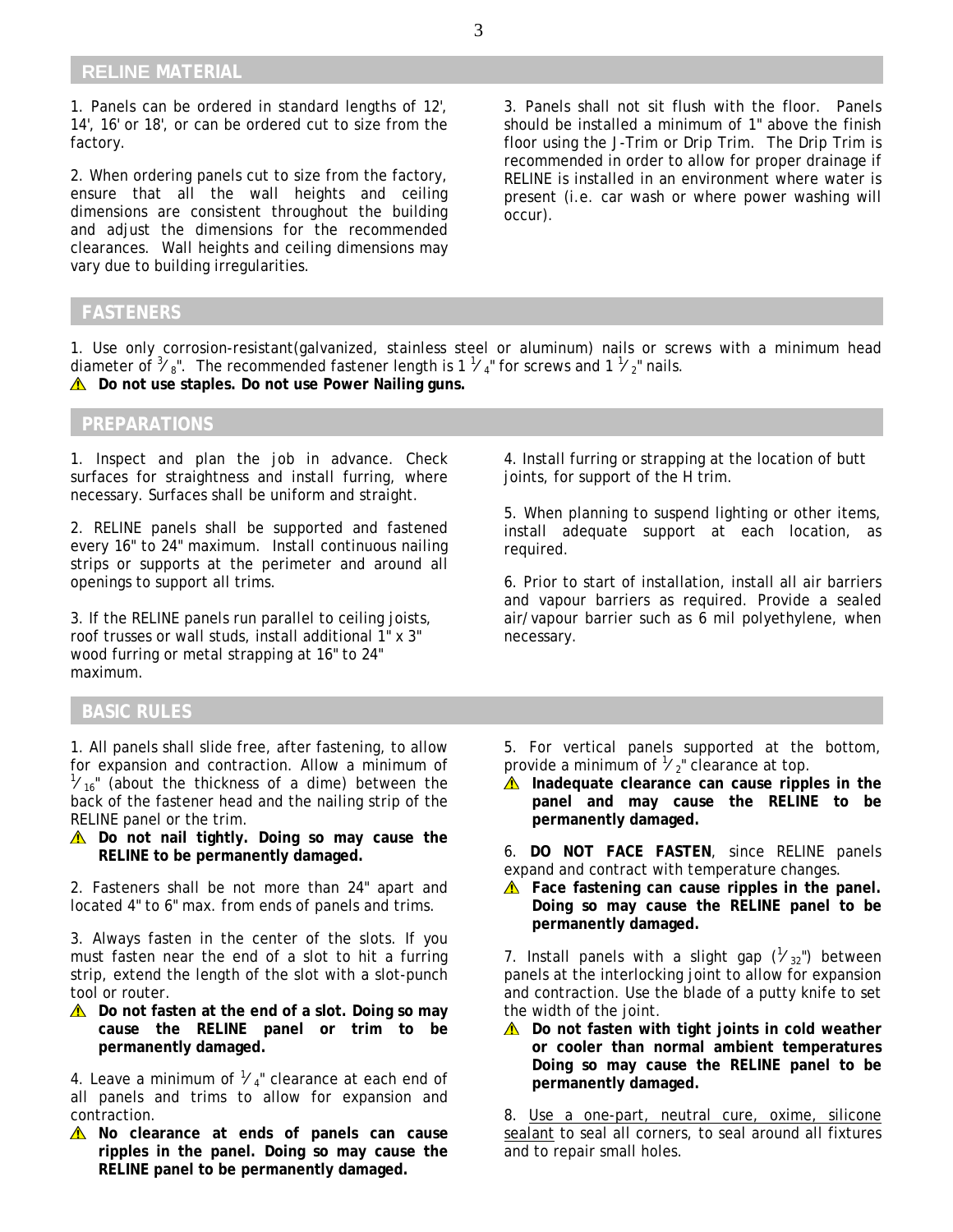## RELINE MATERIAL

1. Panels can be ordered in standard lengths of 12', 14', 16' or 18', or can be ordered cut to size from the factory.

2. When ordering panels cut to size from the factory, ensure that all the wall heights and ceiling dimensions are consistent throughout the building and adjust the dimensions for the recommended clearances. Wall heights and ceiling dimensions may vary due to building irregularities.

3. Panels shall not sit flush with the floor. Panels should be installed a minimum of 1" above the finish floor using the J-Trim or Drip Trim. The Drip Trim is recommended in order to allow for proper drainage if RELINE is installed in an environment where water is present (i.e. car wash or where power washing will occur).

## FASTENERS

1. Use only corrosion-resistant(galvanized, stainless steel or aluminum) nails or screws with a minimum head diameter of 3/8". The recommended fastener length is 1 1/4" for screws and 1 1/2" nails.

⚠ **Do not use staples. Do not use Power Nailing guns.**

## PREPARATIONS

1. Inspect and plan the job in advance. Check surfaces for straightness and install furring, where necessary. Surfaces shall be uniform and straight.

2. RELINE panels shall be supported and fastened every 16" to 24" maximum. Install continuous nailing strips or supports at the perimeter and around all openings to support all trims.

3. If the RELINE panels run parallel to ceiling joists, roof trusses or wall studs, install additional 1" x 3" wood furring or metal strapping at 16" to 24" maximum.

4. Install furring or strapping at the location of butt joints, for support of the H trim.

5. When planning to suspend lighting or other items, install adequate support at each location, as required.

6. Prior to start of installation, install all air barriers and vapour barriers as required. Provide a sealed air/vapour barrier such as 6 mil polyethylene, when necessary.

## BASIC RULES

1. All panels shall slide free, after fastening, to allow for expansion and contraction. Allow a minimum of 1/16" (about the thickness of a dime) between the back of the fastener head and the nailing strip of the RELINE panel or the trim.

⚠ **Do not nail tightly. Doing so may cause the RELINE to be permanently damaged.**

2. Fasteners shall be not more than 24" apart and located 4" to 6" max. from ends of panels and trims.

3. Always fasten in the center of the slots. If you must fasten near the end of a slot to hit a furring strip, extend the length of the slot with a slot-punch tool or router.

⚠ **Do not fasten at the end of a slot. Doing so may cause the RELINE panel or trim to be permanently damaged.**

4. Leave a minimum of 1/4" clearance at each end of all panels and trims to allow for expansion and contraction.

⚠ **No clearance at ends of panels can cause ripples in the panel. Doing so may cause the RELINE panel to be permanently damaged.**

5. For vertical panels supported at the bottom, provide a minimum of 1/2" clearance at top.

⚠ **Inadequate clearance can cause ripples in the panel and may cause the RELINE to be permanently damaged.**

6. **DO NOT FACE FASTEN**, since RELINE panels expand and contract with temperature changes.

⚠ **Face fastening can cause ripples in the panel. Doing so may cause the RELINE panel to be permanently damaged.**

7. Install panels with a slight gap (1/32") between panels at the interlocking joint to allow for expansion and contraction. Use the blade of a putty knife to set the width of the joint.

⚠ **Do not fasten with tight joints in cold weather or cooler than normal ambient temperatures Doing so may cause the RELINE panel to be permanently damaged.**

8. Use a one-part, neutral cure, oxime, silicone sealant to seal all corners, to seal around all fixtures and to repair small holes.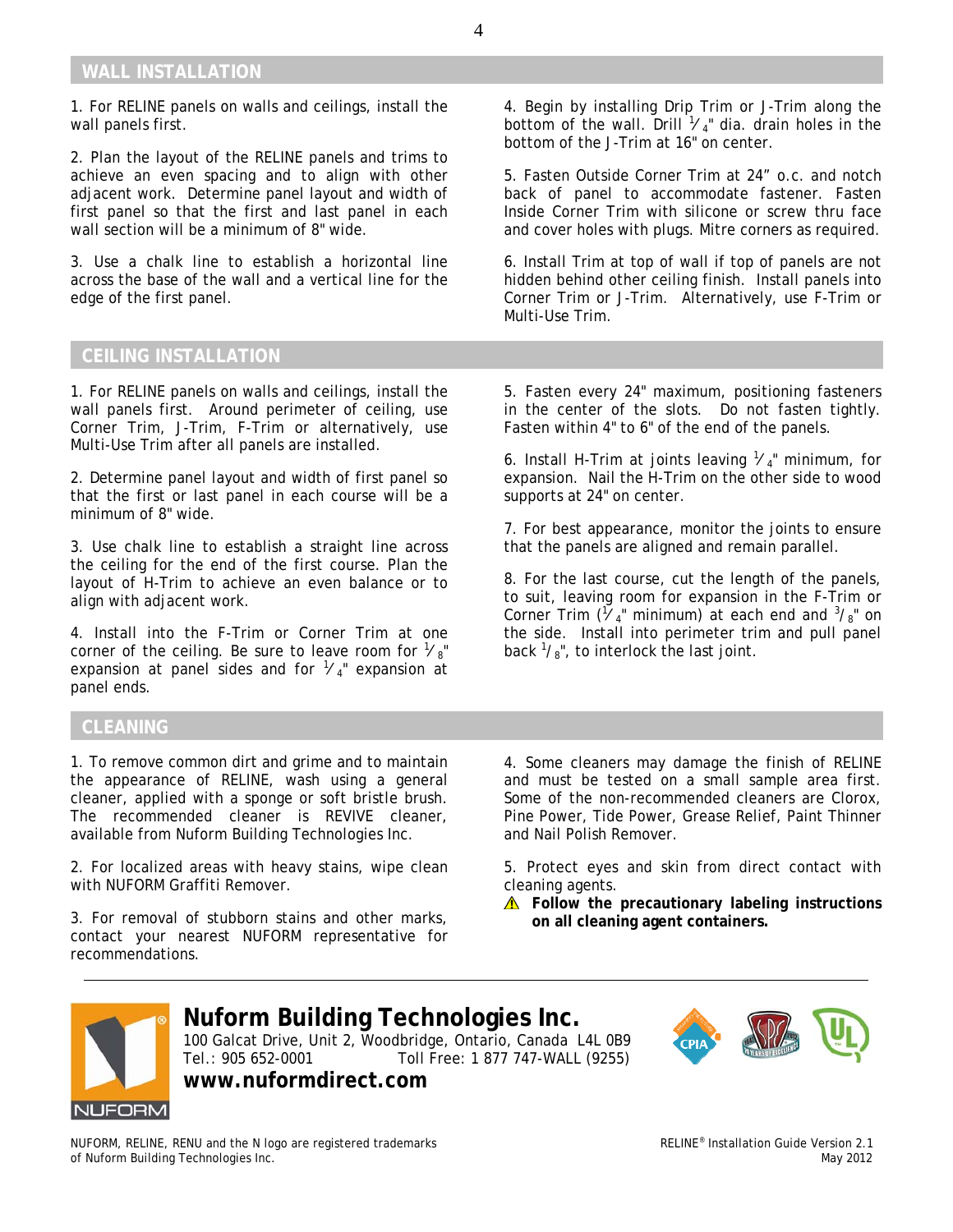## WALL INSTALLATION

1. For RELINE panels on walls and ceilings, install the wall panels first.

2. Plan the layout of the RELINE panels and trims to achieve an even spacing and to align with other adjacent work. Determine panel layout and width of first panel so that the first and last panel in each wall section will be a minimum of 8" wide.

3. Use a chalk line to establish a horizontal line across the base of the wall and a vertical line for the edge of the first panel.

4. Begin by installing Drip Trim or J-Trim along the bottom of the wall. Drill $^1/_4$" dia. drain holes in the bottom of the J-Trim at 16" on center.

5. Fasten Outside Corner Trim at 24" o.c. and notch back of panel to accommodate fastener. Fasten Inside Corner Trim with silicone or screw thru face and cover holes with plugs. Mitre corners as required.

6. Install Trim at top of wall if top of panels are not hidden behind other ceiling finish. Install panels into Corner Trim or J-Trim. Alternatively, use F-Trim or Multi-Use Trim.

## CEILING INSTALLATION

1. For RELINE panels on walls and ceilings, install the wall panels first. Around perimeter of ceiling, use Corner Trim, J-Trim, F-Trim or alternatively, use Multi-Use Trim after all panels are installed.

2. Determine panel layout and width of first panel so that the first or last panel in each course will be a minimum of 8" wide.

3. Use chalk line to establish a straight line across the ceiling for the end of the first course. Plan the layout of H-Trim to achieve an even balance or to align with adjacent work.

4. Install into the F-Trim or Corner Trim at one corner of the ceiling. Be sure to leave room for $^1/_8$" expansion at panel sides and for $^1/_4$" expansion at panel ends.

5. Fasten every 24" maximum, positioning fasteners in the center of the slots. Do not fasten tightly. Fasten within 4" to 6" of the end of the panels.

6. Install H-Trim at joints leaving $^1/_4$" minimum, for expansion. Nail the H-Trim on the other side to wood supports at 24" on center.

7. For best appearance, monitor the joints to ensure that the panels are aligned and remain parallel.

8. For the last course, cut the length of the panels, to suit, leaving room for expansion in the F-Trim or Corner Trim ($^1/_4$" minimum) at each end and $^3/_8$" on the side. Install into perimeter trim and pull panel back $^1/_8$", to interlock the last joint.

## CLEANING

1. To remove common dirt and grime and to maintain the appearance of RELINE, wash using a general cleaner, applied with a sponge or soft bristle brush. The recommended cleaner is REVIVE cleaner, available from Nuform Building Technologies Inc.

2. For localized areas with heavy stains, wipe clean with NUFORM Graffiti Remover.

3. For removal of stubborn stains and other marks, contact your nearest NUFORM representative for recommendations.

4. Some cleaners may damage the finish of RELINE and must be tested on a small sample area first. Some of the non-recommended cleaners are Clorox, Pine Power, Tide Power, Grease Relief, Paint Thinner and Nail Polish Remover.

5. Protect eyes and skin from direct contact with cleaning agents.

⚠ **Follow the precautionary labeling instructions on all cleaning agent containers.**

---

**Nuform Building Technologies Inc.**
100 Galcat Drive, Unit 2, Woodbridge, Ontario, Canada L4L 0B9
Tel.: 905 652-0001 Toll Free: 1 877 747-WALL (9255)
**www.nuformdirect.com**

NUFORM, RELINE, RENU and the N logo are registered trademarks of Nuform Building Technologies Inc.

RELINE® Installation Guide Version 2.1
May 2012